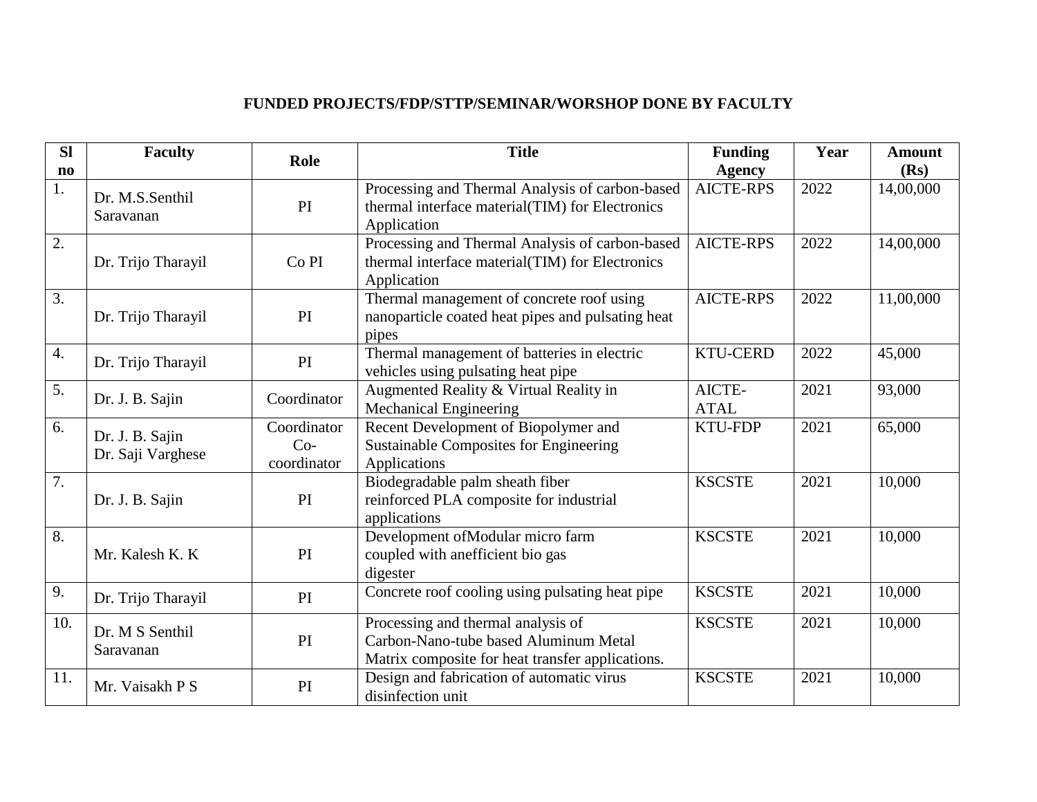**FUNDED PROJECTS/FDP/STTP/SEMINAR/WORSHOP DONE BY FACULTY**

| Sl no | Faculty | Role | Title | Funding Agency | Year | Amount (Rs) |
|---|---|---|---|---|---|---|
| 1. | Dr. M.S.Senthil Saravanan | PI | Processing and Thermal Analysis of carbon-based thermal interface material(TIM) for Electronics Application | AICTE-RPS | 2022 | 14,00,000 |
| 2. | Dr. Trijo Tharayil | Co PI | Processing and Thermal Analysis of carbon-based thermal interface material(TIM) for Electronics Application | AICTE-RPS | 2022 | 14,00,000 |
| 3. | Dr. Trijo Tharayil | PI | Thermal management of concrete roof using nanoparticle coated heat pipes and pulsating heat pipes | AICTE-RPS | 2022 | 11,00,000 |
| 4. | Dr. Trijo Tharayil | PI | Thermal management of batteries in electric vehicles using pulsating heat pipe | KTU-CERD | 2022 | 45,000 |
| 5. | Dr. J. B. Sajin | Coordinator | Augmented Reality & Virtual Reality in Mechanical Engineering | AICTE-ATAL | 2021 | 93,000 |
| 6. | Dr. J. B. Sajin<br>Dr. Saji Varghese | Coordinator<br>Co-coordinator | Recent Development of Biopolymer and Sustainable Composites for Engineering Applications | KTU-FDP | 2021 | 65,000 |
| 7. | Dr. J. B. Sajin | PI | Biodegradable palm sheath fiber reinforced PLA composite for industrial applications | KSCSTE | 2021 | 10,000 |
| 8. | Mr. Kalesh K. K | PI | Development ofModular micro farm coupled with anefficient bio gas digester | KSCSTE | 2021 | 10,000 |
| 9. | Dr. Trijo Tharayil | PI | Concrete roof cooling using pulsating heat pipe | KSCSTE | 2021 | 10,000 |
| 10. | Dr. M S Senthil Saravanan | PI | Processing and thermal analysis of Carbon-Nano-tube based Aluminum Metal Matrix composite for heat transfer applications. | KSCSTE | 2021 | 10,000 |
| 11. | Mr. Vaisakh P S | PI | Design and fabrication of automatic virus disinfection unit | KSCSTE | 2021 | 10,000 |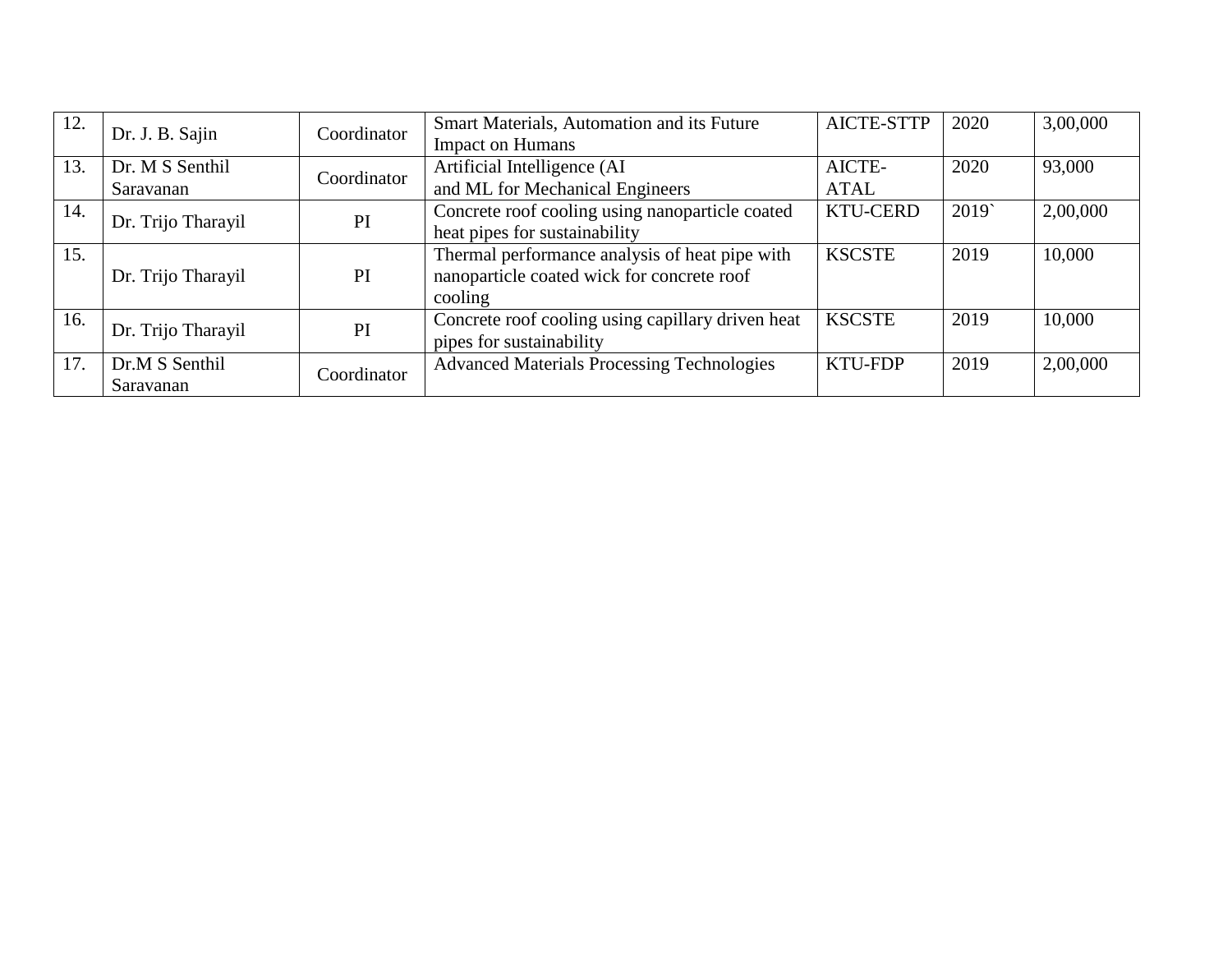| | | | | | | |
|---|---|---|---|---|---|---|
| 12. | Dr. J. B. Sajin | Coordinator | Smart Materials, Automation and its Future Impact on Humans | AICTE-STTP | 2020 | 3,00,000 |
| 13. | Dr. M S Senthil Saravanan | Coordinator | Artificial Intelligence (AI and ML for Mechanical Engineers | AICTE-ATAL | 2020 | 93,000 |
| 14. | Dr. Trijo Tharayil | PI | Concrete roof cooling using nanoparticle coated heat pipes for sustainability | KTU-CERD | 2019` | 2,00,000 |
| 15. | Dr. Trijo Tharayil | PI | Thermal performance analysis of heat pipe with nanoparticle coated wick for concrete roof cooling | KSCSTE | 2019 | 10,000 |
| 16. | Dr. Trijo Tharayil | PI | Concrete roof cooling using capillary driven heat pipes for sustainability | KSCSTE | 2019 | 10,000 |
| 17. | Dr.M S Senthil Saravanan | Coordinator | Advanced Materials Processing Technologies | KTU-FDP | 2019 | 2,00,000 |